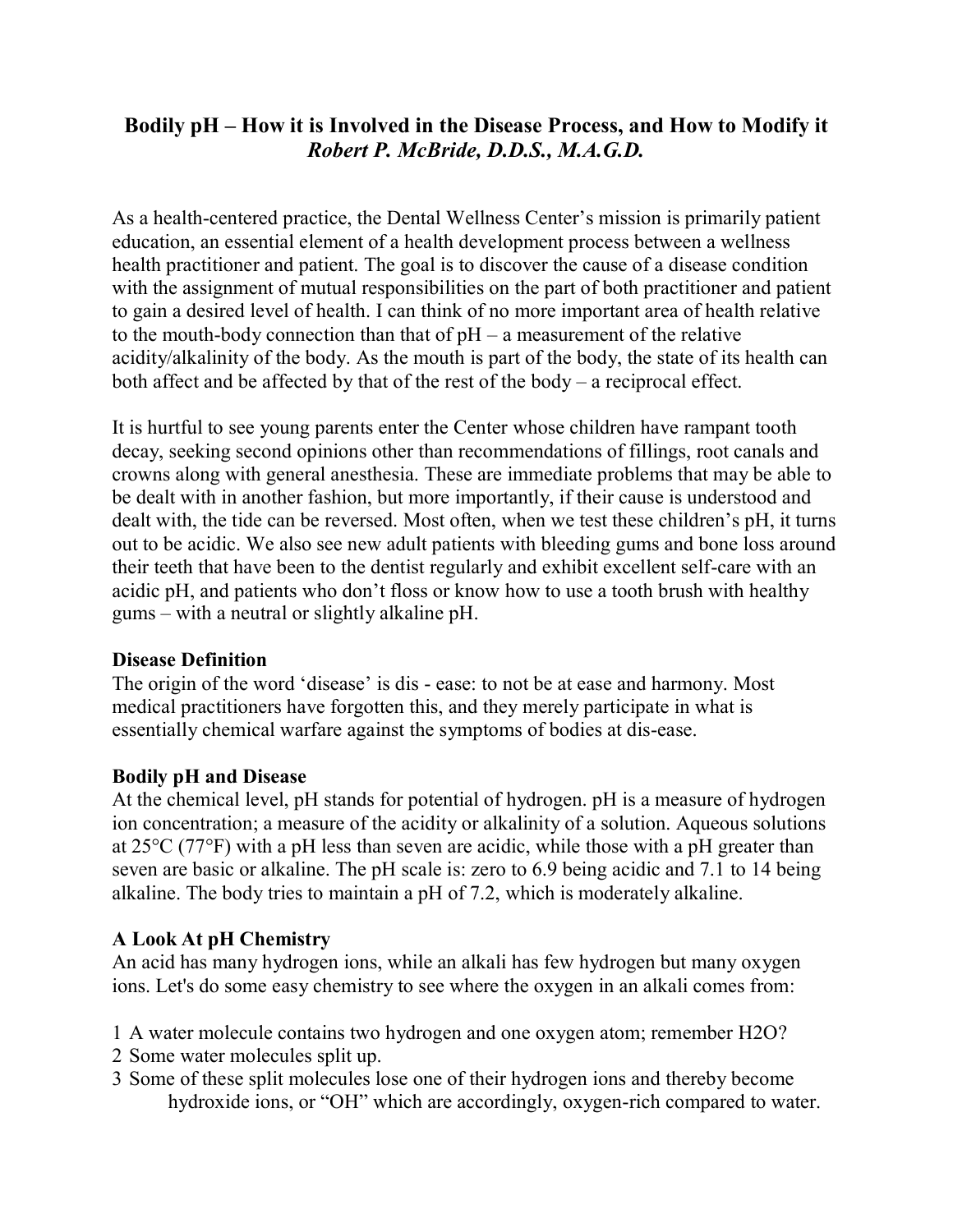# Bodily pH – How it is Involved in the Disease Process, and How to Modify it

*Robert P. McBride, D.D.S., M.A.G.D.*

As a health-centered practice, the Dental Wellness Center's mission is primarily patient education, an essential element of a health development process between a wellness health practitioner and patient. The goal is to discover the cause of a disease condition with the assignment of mutual responsibilities on the part of both practitioner and patient to gain a desired level of health. I can think of no more important area of health relative to the mouth-body connection than that of pH – a measurement of the relative acidity/alkalinity of the body. As the mouth is part of the body, the state of its health can both affect and be affected by that of the rest of the body – a reciprocal effect.

It is hurtful to see young parents enter the Center whose children have rampant tooth decay, seeking second opinions other than recommendations of fillings, root canals and crowns along with general anesthesia. These are immediate problems that may be able to be dealt with in another fashion, but more importantly, if their cause is understood and dealt with, the tide can be reversed. Most often, when we test these children's pH, it turns out to be acidic. We also see new adult patients with bleeding gums and bone loss around their teeth that have been to the dentist regularly and exhibit excellent self-care with an acidic pH, and patients who don't floss or know how to use a tooth brush with healthy gums – with a neutral or slightly alkaline pH.

**Disease Definition**

The origin of the word 'disease' is dis - ease: to not be at ease and harmony. Most medical practitioners have forgotten this, and they merely participate in what is essentially chemical warfare against the symptoms of bodies at dis-ease.

**Bodily pH and Disease**

At the chemical level, pH stands for potential of hydrogen. pH is a measure of hydrogen ion concentration; a measure of the acidity or alkalinity of a solution. Aqueous solutions at 25°C (77°F) with a pH less than seven are acidic, while those with a pH greater than seven are basic or alkaline. The pH scale is: zero to 6.9 being acidic and 7.1 to 14 being alkaline. The body tries to maintain a pH of 7.2, which is moderately alkaline.

**A Look At pH Chemistry**

An acid has many hydrogen ions, while an alkali has few hydrogen but many oxygen ions. Let's do some easy chemistry to see where the oxygen in an alkali comes from:

1. A water molecule contains two hydrogen and one oxygen atom; remember H2O?
2. Some water molecules split up.
3. Some of these split molecules lose one of their hydrogen ions and thereby become hydroxide ions, or "OH" which are accordingly, oxygen-rich compared to water.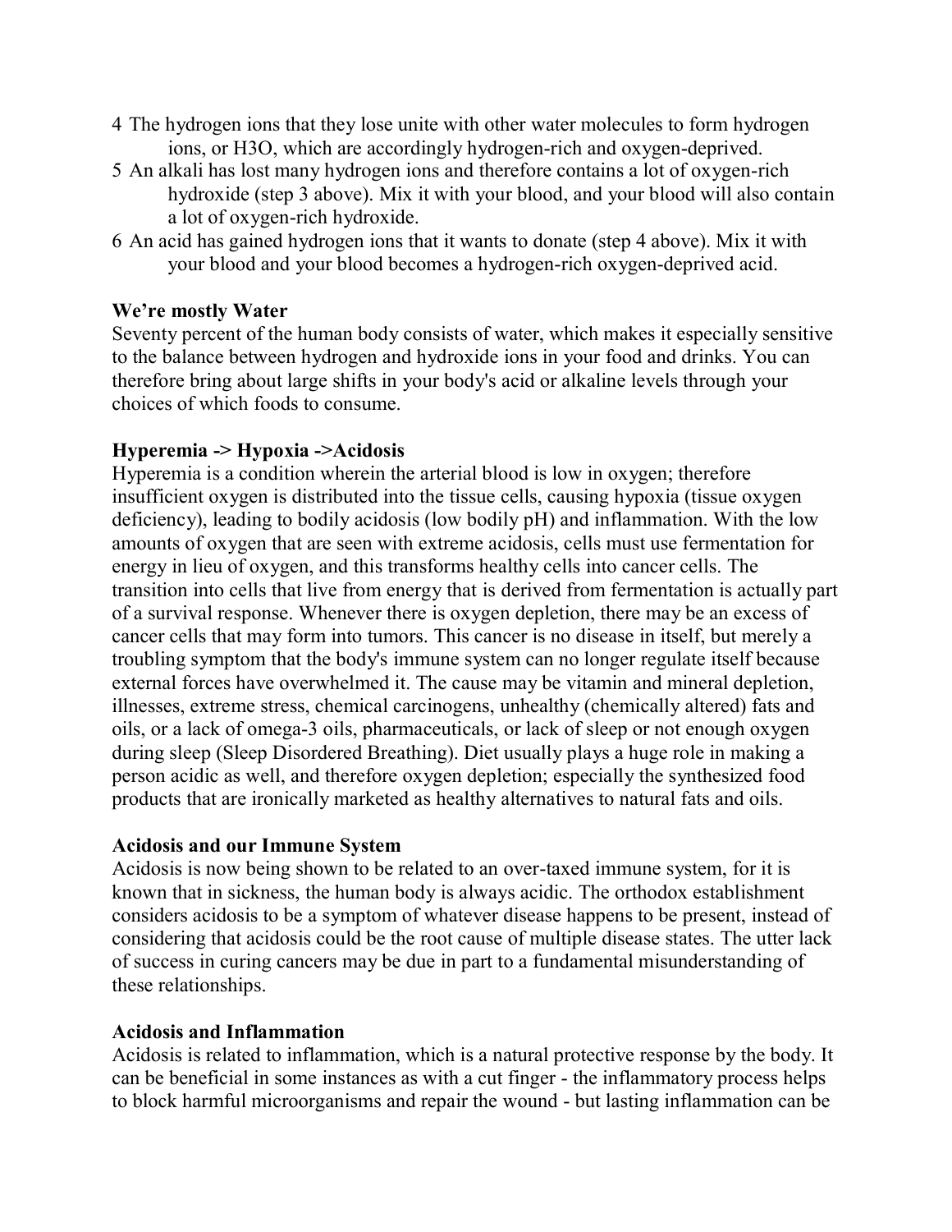4. The hydrogen ions that they lose unite with other water molecules to form hydrogen ions, or H3O, which are accordingly hydrogen-rich and oxygen-deprived.
5. An alkali has lost many hydrogen ions and therefore contains a lot of oxygen-rich hydroxide (step 3 above). Mix it with your blood, and your blood will also contain a lot of oxygen-rich hydroxide.
6. An acid has gained hydrogen ions that it wants to donate (step 4 above). Mix it with your blood and your blood becomes a hydrogen-rich oxygen-deprived acid.

**We're mostly Water**

Seventy percent of the human body consists of water, which makes it especially sensitive to the balance between hydrogen and hydroxide ions in your food and drinks. You can therefore bring about large shifts in your body's acid or alkaline levels through your choices of which foods to consume.

**Hyperemia -> Hypoxia ->Acidosis**

Hyperemia is a condition wherein the arterial blood is low in oxygen; therefore insufficient oxygen is distributed into the tissue cells, causing hypoxia (tissue oxygen deficiency), leading to bodily acidosis (low bodily pH) and inflammation. With the low amounts of oxygen that are seen with extreme acidosis, cells must use fermentation for energy in lieu of oxygen, and this transforms healthy cells into cancer cells. The transition into cells that live from energy that is derived from fermentation is actually part of a survival response. Whenever there is oxygen depletion, there may be an excess of cancer cells that may form into tumors. This cancer is no disease in itself, but merely a troubling symptom that the body's immune system can no longer regulate itself because external forces have overwhelmed it. The cause may be vitamin and mineral depletion, illnesses, extreme stress, chemical carcinogens, unhealthy (chemically altered) fats and oils, or a lack of omega-3 oils, pharmaceuticals, or lack of sleep or not enough oxygen during sleep (Sleep Disordered Breathing). Diet usually plays a huge role in making a person acidic as well, and therefore oxygen depletion; especially the synthesized food products that are ironically marketed as healthy alternatives to natural fats and oils.

**Acidosis and our Immune System**

Acidosis is now being shown to be related to an over-taxed immune system, for it is known that in sickness, the human body is always acidic. The orthodox establishment considers acidosis to be a symptom of whatever disease happens to be present, instead of considering that acidosis could be the root cause of multiple disease states. The utter lack of success in curing cancers may be due in part to a fundamental misunderstanding of these relationships.

**Acidosis and Inflammation**

Acidosis is related to inflammation, which is a natural protective response by the body. It can be beneficial in some instances as with a cut finger - the inflammatory process helps to block harmful microorganisms and repair the wound - but lasting inflammation can be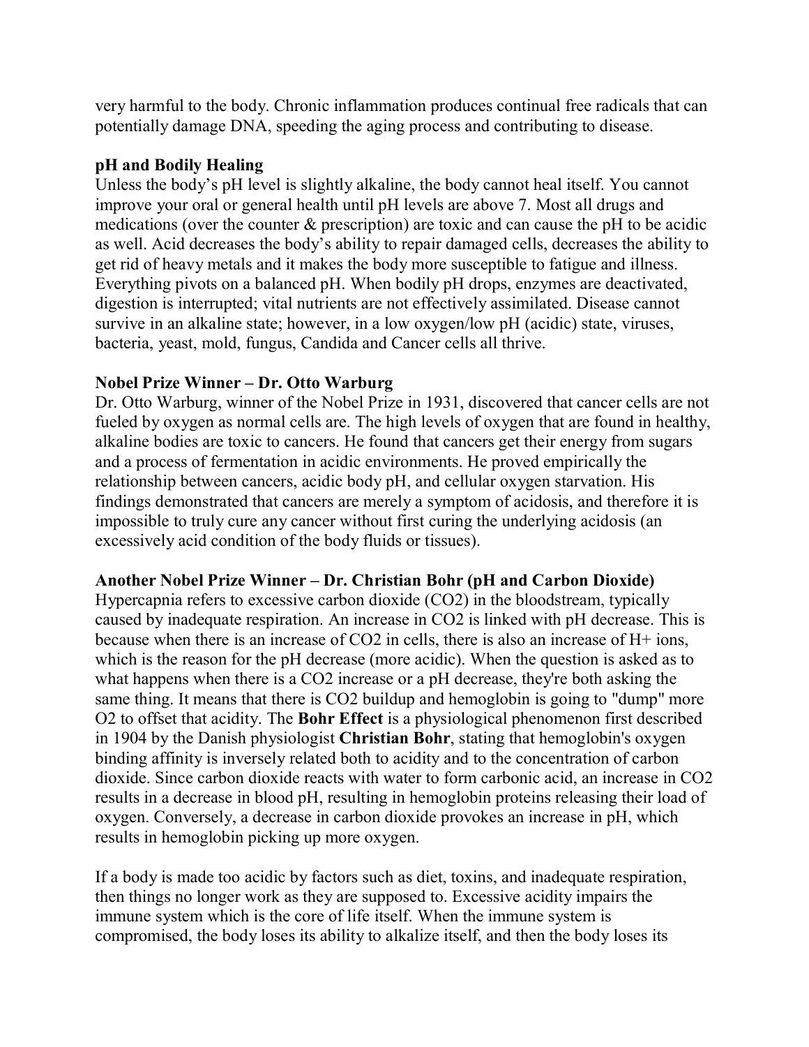very harmful to the body. Chronic inflammation produces continual free radicals that can potentially damage DNA, speeding the aging process and contributing to disease.

**pH and Bodily Healing**

Unless the body's pH level is slightly alkaline, the body cannot heal itself. You cannot improve your oral or general health until pH levels are above 7. Most all drugs and medications (over the counter & prescription) are toxic and can cause the pH to be acidic as well. Acid decreases the body's ability to repair damaged cells, decreases the ability to get rid of heavy metals and it makes the body more susceptible to fatigue and illness. Everything pivots on a balanced pH. When bodily pH drops, enzymes are deactivated, digestion is interrupted; vital nutrients are not effectively assimilated. Disease cannot survive in an alkaline state; however, in a low oxygen/low pH (acidic) state, viruses, bacteria, yeast, mold, fungus, Candida and Cancer cells all thrive.

**Nobel Prize Winner – Dr. Otto Warburg**

Dr. Otto Warburg, winner of the Nobel Prize in 1931, discovered that cancer cells are not fueled by oxygen as normal cells are. The high levels of oxygen that are found in healthy, alkaline bodies are toxic to cancers. He found that cancers get their energy from sugars and a process of fermentation in acidic environments. He proved empirically the relationship between cancers, acidic body pH, and cellular oxygen starvation. His findings demonstrated that cancers are merely a symptom of acidosis, and therefore it is impossible to truly cure any cancer without first curing the underlying acidosis (an excessively acid condition of the body fluids or tissues).

**Another Nobel Prize Winner – Dr. Christian Bohr (pH and Carbon Dioxide)**

Hypercapnia refers to excessive carbon dioxide ($CO_2$) in the bloodstream, typically caused by inadequate respiration. An increase in $CO_2$ is linked with pH decrease. This is because when there is an increase of $CO_2$ in cells, there is also an increase of $H^+$ ions, which is the reason for the pH decrease (more acidic). When the question is asked as to what happens when there is a $CO_2$ increase or a pH decrease, they're both asking the same thing. It means that there is $CO_2$ buildup and hemoglobin is going to "dump" more $O_2$ to offset that acidity. The **Bohr Effect** is a physiological phenomenon first described in 1904 by the Danish physiologist **Christian Bohr**, stating that hemoglobin's oxygen binding affinity is inversely related both to acidity and to the concentration of carbon dioxide. Since carbon dioxide reacts with water to form carbonic acid, an increase in $CO_2$ results in a decrease in blood pH, resulting in hemoglobin proteins releasing their load of oxygen. Conversely, a decrease in carbon dioxide provokes an increase in pH, which results in hemoglobin picking up more oxygen.

If a body is made too acidic by factors such as diet, toxins, and inadequate respiration, then things no longer work as they are supposed to. Excessive acidity impairs the immune system which is the core of life itself. When the immune system is compromised, the body loses its ability to alkalize itself, and then the body loses its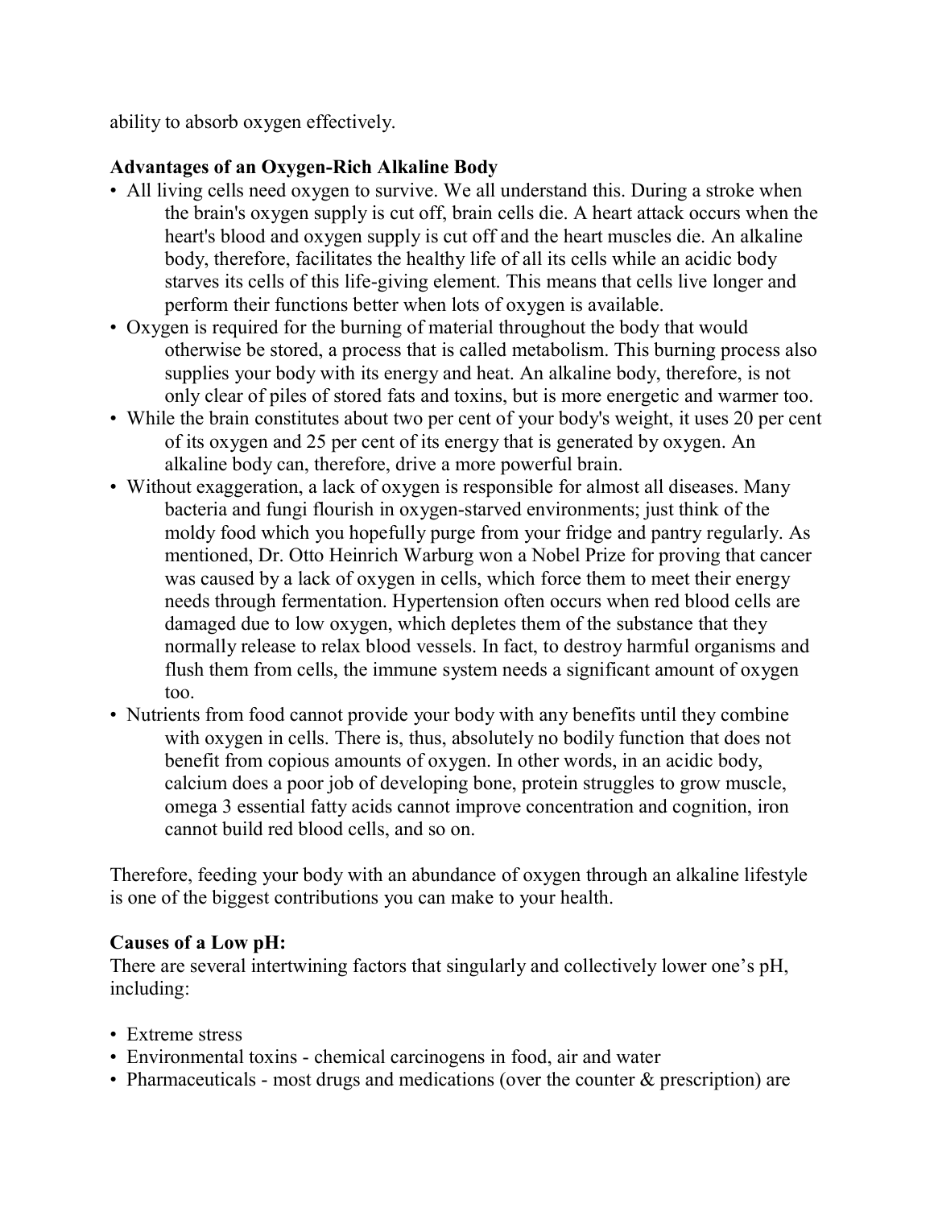ability to absorb oxygen effectively.

**Advantages of an Oxygen-Rich Alkaline Body**

- All living cells need oxygen to survive. We all understand this. During a stroke when the brain's oxygen supply is cut off, brain cells die. A heart attack occurs when the heart's blood and oxygen supply is cut off and the heart muscles die. An alkaline body, therefore, facilitates the healthy life of all its cells while an acidic body starves its cells of this life-giving element. This means that cells live longer and perform their functions better when lots of oxygen is available.
- Oxygen is required for the burning of material throughout the body that would otherwise be stored, a process that is called metabolism. This burning process also supplies your body with its energy and heat. An alkaline body, therefore, is not only clear of piles of stored fats and toxins, but is more energetic and warmer too.
- While the brain constitutes about two per cent of your body's weight, it uses 20 per cent of its oxygen and 25 per cent of its energy that is generated by oxygen. An alkaline body can, therefore, drive a more powerful brain.
- Without exaggeration, a lack of oxygen is responsible for almost all diseases. Many bacteria and fungi flourish in oxygen-starved environments; just think of the moldy food which you hopefully purge from your fridge and pantry regularly. As mentioned, Dr. Otto Heinrich Warburg won a Nobel Prize for proving that cancer was caused by a lack of oxygen in cells, which force them to meet their energy needs through fermentation. Hypertension often occurs when red blood cells are damaged due to low oxygen, which depletes them of the substance that they normally release to relax blood vessels. In fact, to destroy harmful organisms and flush them from cells, the immune system needs a significant amount of oxygen too.
- Nutrients from food cannot provide your body with any benefits until they combine with oxygen in cells. There is, thus, absolutely no bodily function that does not benefit from copious amounts of oxygen. In other words, in an acidic body, calcium does a poor job of developing bone, protein struggles to grow muscle, omega 3 essential fatty acids cannot improve concentration and cognition, iron cannot build red blood cells, and so on.

Therefore, feeding your body with an abundance of oxygen through an alkaline lifestyle is one of the biggest contributions you can make to your health.

**Causes of a Low pH:**

There are several intertwining factors that singularly and collectively lower one's pH, including:

- Extreme stress
- Environmental toxins - chemical carcinogens in food, air and water
- Pharmaceuticals - most drugs and medications (over the counter & prescription) are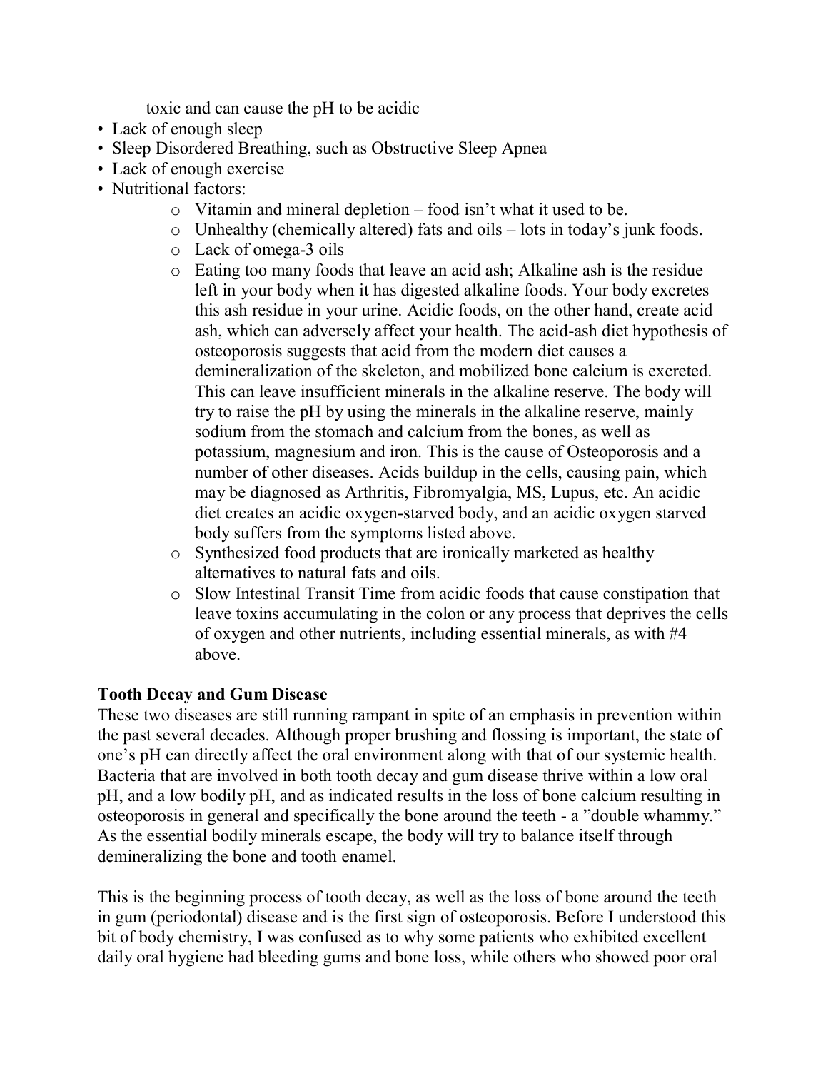toxic and can cause the pH to be acidic

- Lack of enough sleep
- Sleep Disordered Breathing, such as Obstructive Sleep Apnea
- Lack of enough exercise
- Nutritional factors:
  - Vitamin and mineral depletion – food isn't what it used to be.
  - Unhealthy (chemically altered) fats and oils – lots in today's junk foods.
  - Lack of omega-3 oils
  - Eating too many foods that leave an acid ash; Alkaline ash is the residue left in your body when it has digested alkaline foods. Your body excretes this ash residue in your urine. Acidic foods, on the other hand, create acid ash, which can adversely affect your health. The acid-ash diet hypothesis of osteoporosis suggests that acid from the modern diet causes a demineralization of the skeleton, and mobilized bone calcium is excreted. This can leave insufficient minerals in the alkaline reserve. The body will try to raise the pH by using the minerals in the alkaline reserve, mainly sodium from the stomach and calcium from the bones, as well as potassium, magnesium and iron. This is the cause of Osteoporosis and a number of other diseases. Acids buildup in the cells, causing pain, which may be diagnosed as Arthritis, Fibromyalgia, MS, Lupus, etc. An acidic diet creates an acidic oxygen-starved body, and an acidic oxygen starved body suffers from the symptoms listed above.
  - Synthesized food products that are ironically marketed as healthy alternatives to natural fats and oils.
  - Slow Intestinal Transit Time from acidic foods that cause constipation that leave toxins accumulating in the colon or any process that deprives the cells of oxygen and other nutrients, including essential minerals, as with #4 above.

**Tooth Decay and Gum Disease**

These two diseases are still running rampant in spite of an emphasis in prevention within the past several decades. Although proper brushing and flossing is important, the state of one's pH can directly affect the oral environment along with that of our systemic health. Bacteria that are involved in both tooth decay and gum disease thrive within a low oral pH, and a low bodily pH, and as indicated results in the loss of bone calcium resulting in osteoporosis in general and specifically the bone around the teeth - a "double whammy." As the essential bodily minerals escape, the body will try to balance itself through demineralizing the bone and tooth enamel.

This is the beginning process of tooth decay, as well as the loss of bone around the teeth in gum (periodontal) disease and is the first sign of osteoporosis. Before I understood this bit of body chemistry, I was confused as to why some patients who exhibited excellent daily oral hygiene had bleeding gums and bone loss, while others who showed poor oral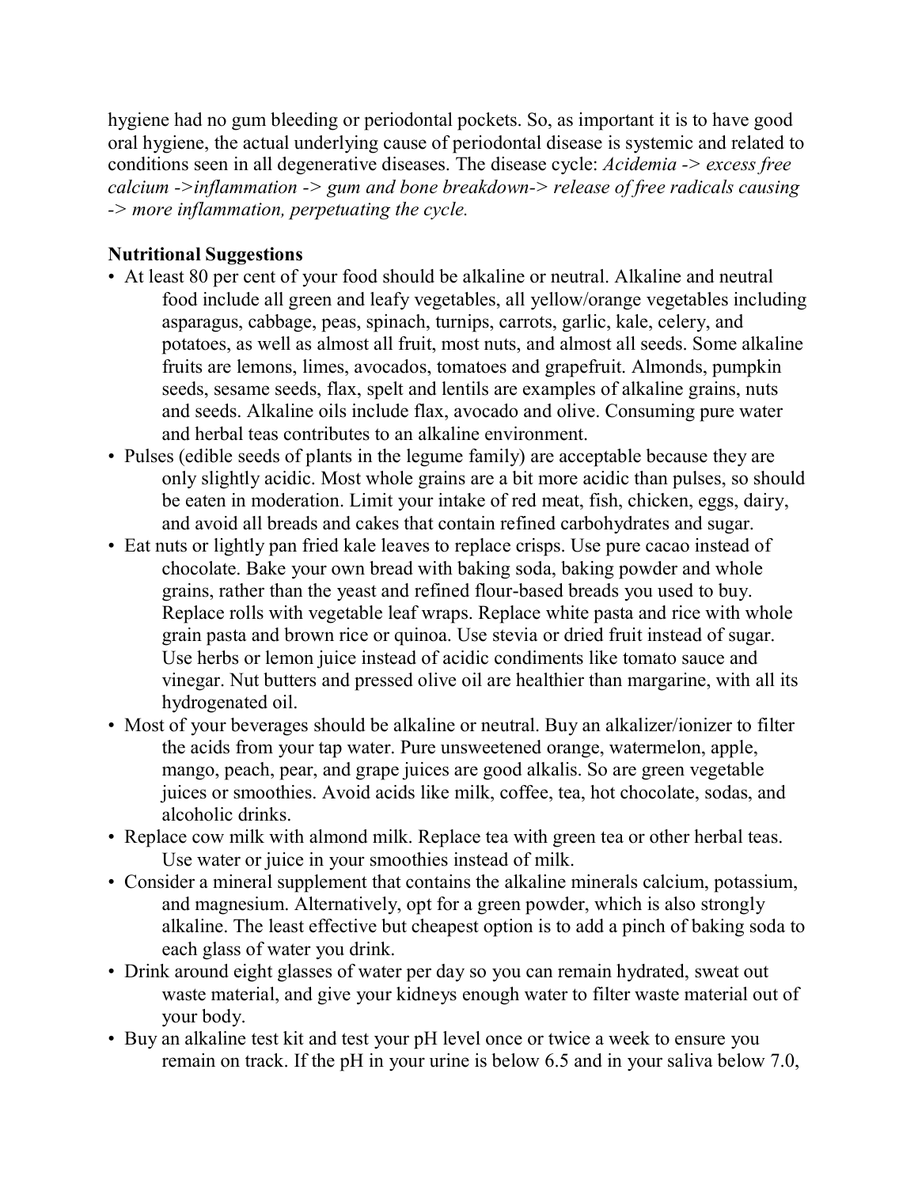hygiene had no gum bleeding or periodontal pockets. So, as important it is to have good oral hygiene, the actual underlying cause of periodontal disease is systemic and related to conditions seen in all degenerative diseases. The disease cycle: *Acidemia -> excess free calcium ->inflammation -> gum and bone breakdown-> release of free radicals causing -> more inflammation, perpetuating the cycle.*

**Nutritional Suggestions**

- At least 80 per cent of your food should be alkaline or neutral. Alkaline and neutral food include all green and leafy vegetables, all yellow/orange vegetables including asparagus, cabbage, peas, spinach, turnips, carrots, garlic, kale, celery, and potatoes, as well as almost all fruit, most nuts, and almost all seeds. Some alkaline fruits are lemons, limes, avocados, tomatoes and grapefruit. Almonds, pumpkin seeds, sesame seeds, flax, spelt and lentils are examples of alkaline grains, nuts and seeds. Alkaline oils include flax, avocado and olive. Consuming pure water and herbal teas contributes to an alkaline environment.
- Pulses (edible seeds of plants in the legume family) are acceptable because they are only slightly acidic. Most whole grains are a bit more acidic than pulses, so should be eaten in moderation. Limit your intake of red meat, fish, chicken, eggs, dairy, and avoid all breads and cakes that contain refined carbohydrates and sugar.
- Eat nuts or lightly pan fried kale leaves to replace crisps. Use pure cacao instead of chocolate. Bake your own bread with baking soda, baking powder and whole grains, rather than the yeast and refined flour-based breads you used to buy. Replace rolls with vegetable leaf wraps. Replace white pasta and rice with whole grain pasta and brown rice or quinoa. Use stevia or dried fruit instead of sugar. Use herbs or lemon juice instead of acidic condiments like tomato sauce and vinegar. Nut butters and pressed olive oil are healthier than margarine, with all its hydrogenated oil.
- Most of your beverages should be alkaline or neutral. Buy an alkalizer/ionizer to filter the acids from your tap water. Pure unsweetened orange, watermelon, apple, mango, peach, pear, and grape juices are good alkalis. So are green vegetable juices or smoothies. Avoid acids like milk, coffee, tea, hot chocolate, sodas, and alcoholic drinks.
- Replace cow milk with almond milk. Replace tea with green tea or other herbal teas. Use water or juice in your smoothies instead of milk.
- Consider a mineral supplement that contains the alkaline minerals calcium, potassium, and magnesium. Alternatively, opt for a green powder, which is also strongly alkaline. The least effective but cheapest option is to add a pinch of baking soda to each glass of water you drink.
- Drink around eight glasses of water per day so you can remain hydrated, sweat out waste material, and give your kidneys enough water to filter waste material out of your body.
- Buy an alkaline test kit and test your pH level once or twice a week to ensure you remain on track. If the pH in your urine is below 6.5 and in your saliva below 7.0,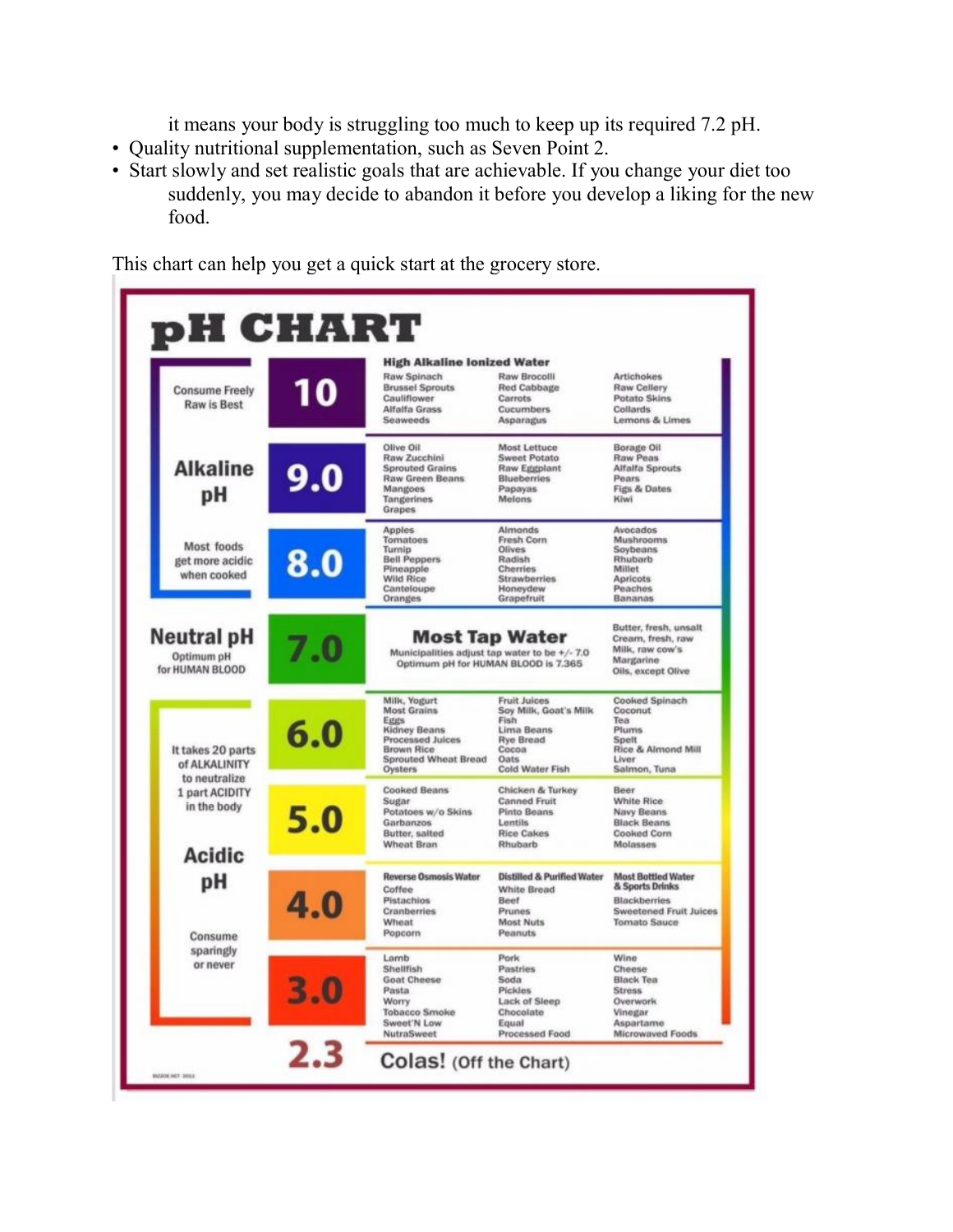it means your body is struggling too much to keep up its required 7.2 pH.

- Quality nutritional supplementation, such as Seven Point 2.
- Start slowly and set realistic goals that are achievable. If you change your diet too suddenly, you may decide to abandon it before you develop a liking for the new food.

This chart can help you get a quick start at the grocery store.

# pH CHART

| | pH | | | |
|---|---|---|---|---|
| Consume Freely Raw is Best | 10 | **High Alkaline Ionized Water** Raw Spinach, Brussel Sprouts, Cauliflower, Alfalfa Grass, Seaweeds | Raw Brocolli, Red Cabbage, Carrots, Cucumbers, Asparagus | Artichokes, Raw Cellery, Potato Skins, Collards, Lemons & Limes |
| **Alkaline pH** | 9.0 | Olive Oil, Raw Zucchini, Sprouted Grains, Raw Green Beans, Mangoes, Tangerines, Grapes | Most Lettuce, Sweet Potato, Raw Eggplant, Blueberries, Papayas, Melons | Borage Oil, Raw Peas, Alfalfa Sprouts, Pears, Figs & Dates, Kiwi |
| Most foods get more acidic when cooked | 8.0 | Apples, Tomatoes, Turnip, Bell Peppers, Pineapple, Wild Rice, Canteloupe, Oranges | Almonds, Fresh Corn, Olives, Radish, Cherries, Strawberries, Honeydew, Grapefruit | Avocados, Mushrooms, Soybeans, Rhubarb, Millet, Apricots, Peaches, Bananas |
| **Neutral pH** Optimum pH for HUMAN BLOOD | 7.0 | **Most Tap Water** Municipalities adjust tap water to be +/- 7.0 Optimum pH for HUMAN BLOOD is 7.365 | | Butter, fresh, unsalt, Cream, fresh, raw, Milk, raw cow's, Margarine, Oils, except Olive |
| It takes 20 parts of ALKALINITY to neutralize 1 part ACIDITY in the body | 6.0 | Milk, Yogurt, Most Grains, Eggs, Kidney Beans, Processed Juices, Brown Rice, Sprouted Wheat Bread, Oysters | Fruit Juices, Soy Milk, Goat's Milk, Fish, Lima Beans, Rye Bread, Cocoa, Oats, Cold Water Fish | Cooked Spinach, Coconut, Tea, Plums, Spelt, Rice & Almond Mill, Liver, Salmon, Tuna |
| **Acidic pH** | 5.0 | Cooked Beans, Sugar, Potatoes w/o Skins, Garbanzos, Butter, salted, Wheat Bran | Chicken & Turkey, Canned Fruit, Pinto Beans, Lentils, Rice Cakes, Rhubarb | Beer, White Rice, Navy Beans, Black Beans, Cooked Corn, Molasses |
| | 4.0 | **Reverse Osmosis Water** Coffee, Pistachios, Cranberries, Wheat, Popcorn | **Distilled & Purified Water** White Bread, Beef, Prunes, Most Nuts, Peanuts | **Most Bottled Water & Sports Drinks** Blackberries, Sweetened Fruit Juices, Tomato Sauce |
| Consume sparingly or never | 3.0 | Lamb, Shellfish, Goat Cheese, Pasta, Worry, Tobacco Smoke, Sweet'N Low, NutraSweet | Pork, Pastries, Soda, Pickles, Lack of Sleep, Chocolate, Equal, Processed Food | Wine, Cheese, Black Tea, Stress, Overwork, Vinegar, Aspartame, Microwaved Foods |
| | 2.3 | **Colas!** (Off the Chart) | | |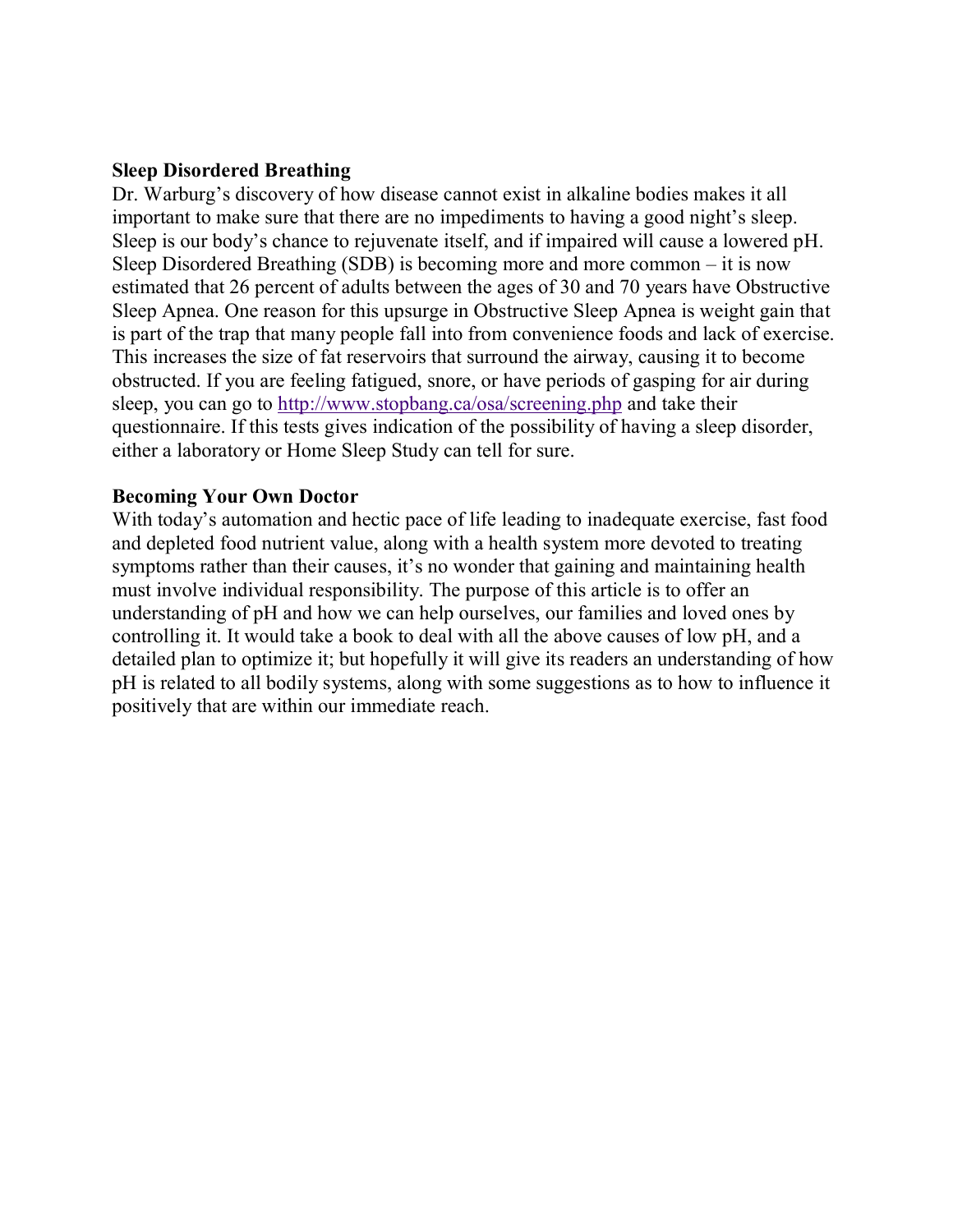**Sleep Disordered Breathing**

Dr. Warburg's discovery of how disease cannot exist in alkaline bodies makes it all important to make sure that there are no impediments to having a good night's sleep. Sleep is our body's chance to rejuvenate itself, and if impaired will cause a lowered pH. Sleep Disordered Breathing (SDB) is becoming more and more common – it is now estimated that 26 percent of adults between the ages of 30 and 70 years have Obstructive Sleep Apnea. One reason for this upsurge in Obstructive Sleep Apnea is weight gain that is part of the trap that many people fall into from convenience foods and lack of exercise. This increases the size of fat reservoirs that surround the airway, causing it to become obstructed. If you are feeling fatigued, snore, or have periods of gasping for air during sleep, you can go to http://www.stopbang.ca/osa/screening.php and take their questionnaire. If this tests gives indication of the possibility of having a sleep disorder, either a laboratory or Home Sleep Study can tell for sure.

**Becoming Your Own Doctor**

With today's automation and hectic pace of life leading to inadequate exercise, fast food and depleted food nutrient value, along with a health system more devoted to treating symptoms rather than their causes, it's no wonder that gaining and maintaining health must involve individual responsibility. The purpose of this article is to offer an understanding of pH and how we can help ourselves, our families and loved ones by controlling it. It would take a book to deal with all the above causes of low pH, and a detailed plan to optimize it; but hopefully it will give its readers an understanding of how pH is related to all bodily systems, along with some suggestions as to how to influence it positively that are within our immediate reach.